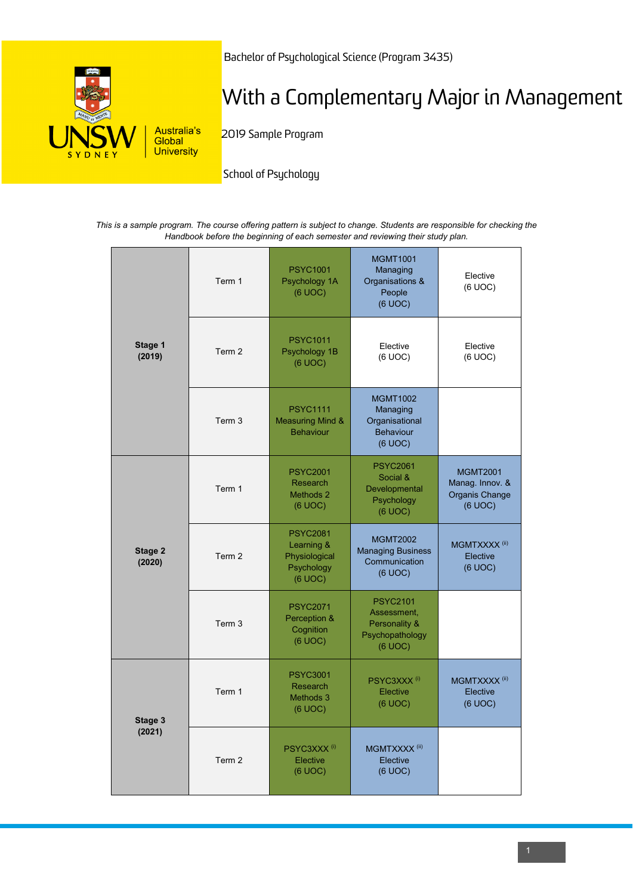Bachelor of Psychological Science (Program 3435)

# With a Complementary Major in Management

2019 Sample Program

School of Psychology

*This is a sample program. The course offering pattern is subject to change. Students are responsible for checking the Handbook before the beginning of each semester and reviewing their study plan.*

| Stage | Term | | | |
|---|---|---|---|---|
| **Stage 1 (2019)** | Term 1 | PSYC1001 Psychology 1A (6 UOC) | MGMT1001 Managing Organisations & People (6 UOC) | Elective (6 UOC) |
| | Term 2 | PSYC1011 Psychology 1B (6 UOC) | Elective (6 UOC) | Elective (6 UOC) |
| | Term 3 | PSYC1111 Measuring Mind & Behaviour | MGMT1002 Managing Organisational Behaviour (6 UOC) | |
| **Stage 2 (2020)** | Term 1 | PSYC2001 Research Methods 2 (6 UOC) | PSYC2061 Social & Developmental Psychology (6 UOC) | MGMT2001 Manag. Innov. & Organis Change (6 UOC) |
| | Term 2 | PSYC2081 Learning & Physiological Psychology (6 UOC) | MGMT2002 Managing Business Communication (6 UOC) | MGMTXXXX (ii) Elective (6 UOC) |
| | Term 3 | PSYC2071 Perception & Cognition (6 UOC) | PSYC2101 Assessment, Personality & Psychopathology (6 UOC) | |
| **Stage 3 (2021)** | Term 1 | PSYC3001 Research Methods 3 (6 UOC) | PSYC3XXX (i) Elective (6 UOC) | MGMTXXXX (ii) Elective (6 UOC) |
| | Term 2 | PSYC3XXX (i) Elective (6 UOC) | MGMTXXXX (ii) Elective (6 UOC) | |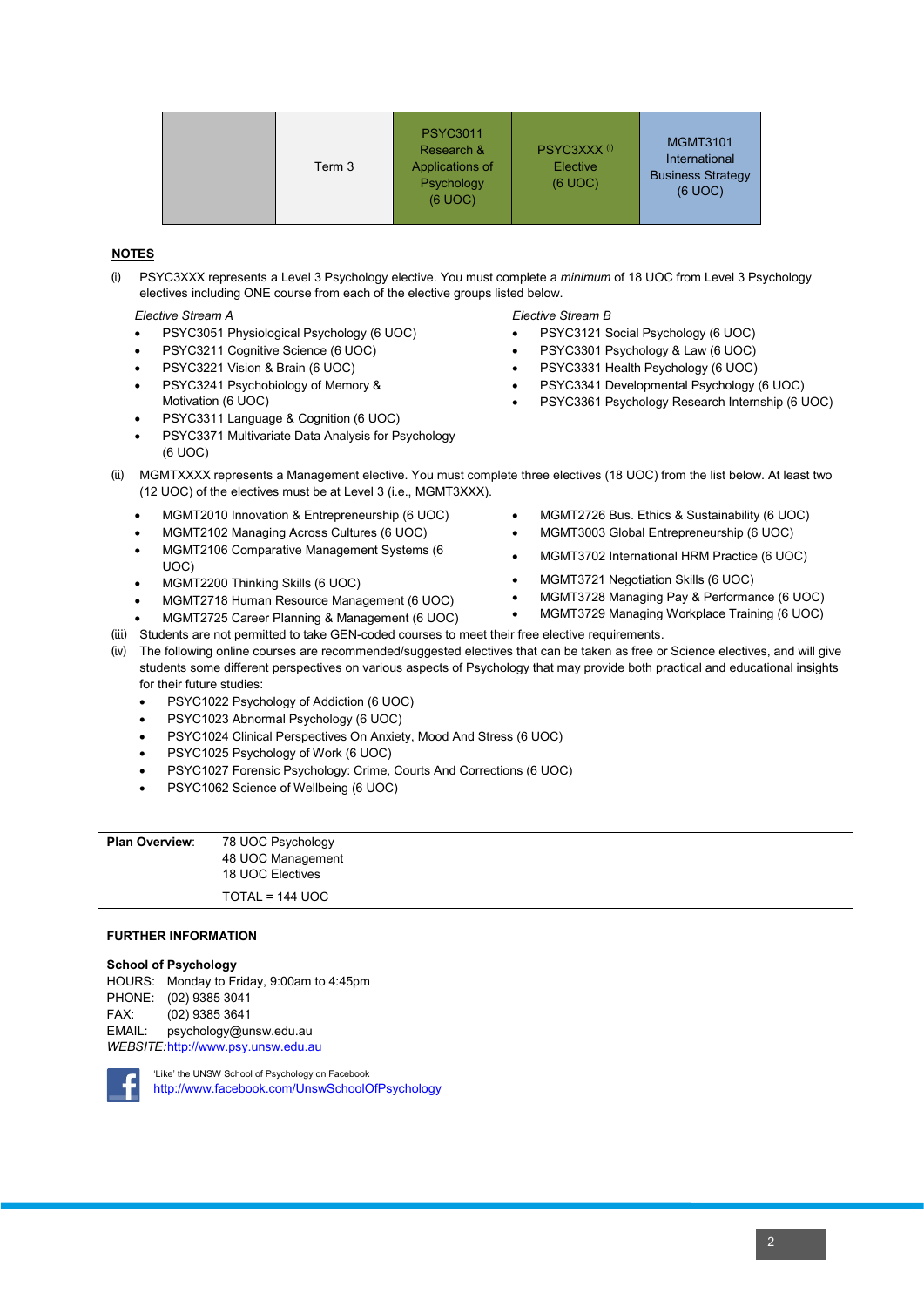| | | | | |
|---|---|---|---|---|
| | Term 3 | PSYC3011 Research & Applications of Psychology (6 UOC) | PSYC3XXX (i) Elective (6 UOC) | MGMT3101 International Business Strategy (6 UOC) |

**NOTES**

(i) PSYC3XXX represents a Level 3 Psychology elective. You must complete a *minimum* of 18 UOC from Level 3 Psychology electives including ONE course from each of the elective groups listed below.

*Elective Stream A*

- PSYC3051 Physiological Psychology (6 UOC)
- PSYC3211 Cognitive Science (6 UOC)
- PSYC3221 Vision & Brain (6 UOC)
- PSYC3241 Psychobiology of Memory & Motivation (6 UOC)
- PSYC3311 Language & Cognition (6 UOC)
- PSYC3371 Multivariate Data Analysis for Psychology (6 UOC)

*Elective Stream B*

- PSYC3121 Social Psychology (6 UOC)
- PSYC3301 Psychology & Law (6 UOC)
- PSYC3331 Health Psychology (6 UOC)
- PSYC3341 Developmental Psychology (6 UOC)
- PSYC3361 Psychology Research Internship (6 UOC)

(ii) MGMTXXXX represents a Management elective. You must complete three electives (18 UOC) from the list below. At least two (12 UOC) of the electives must be at Level 3 (i.e., MGMT3XXX).

- MGMT2010 Innovation & Entrepreneurship (6 UOC)
- MGMT2102 Managing Across Cultures (6 UOC)
- MGMT2106 Comparative Management Systems (6 UOC)
- MGMT2200 Thinking Skills (6 UOC)
- MGMT2718 Human Resource Management (6 UOC)
- MGMT2725 Career Planning & Management (6 UOC)
- MGMT2726 Bus. Ethics & Sustainability (6 UOC)
- MGMT3003 Global Entrepreneurship (6 UOC)
- MGMT3702 International HRM Practice (6 UOC)
- MGMT3721 Negotiation Skills (6 UOC)
- MGMT3728 Managing Pay & Performance (6 UOC)
- MGMT3729 Managing Workplace Training (6 UOC)

(iii) Students are not permitted to take GEN-coded courses to meet their free elective requirements.

(iv) The following online courses are recommended/suggested electives that can be taken as free or Science electives, and will give students some different perspectives on various aspects of Psychology that may provide both practical and educational insights for their future studies:

- PSYC1022 Psychology of Addiction (6 UOC)
- PSYC1023 Abnormal Psychology (6 UOC)
- PSYC1024 Clinical Perspectives On Anxiety, Mood And Stress (6 UOC)
- PSYC1025 Psychology of Work (6 UOC)
- PSYC1027 Forensic Psychology: Crime, Courts And Corrections (6 UOC)
- PSYC1062 Science of Wellbeing (6 UOC)

| | |
|---|---|
| **Plan Overview**: | 78 UOC Psychology<br>48 UOC Management<br>18 UOC Electives<br>TOTAL = 144 UOC |

**FURTHER INFORMATION**

**School of Psychology**
HOURS: Monday to Friday, 9:00am to 4:45pm
PHONE: (02) 9385 3041
FAX: (02) 9385 3641
EMAIL: psychology@unsw.edu.au
*WEBSITE:* http://www.psy.unsw.edu.au

'Like' the UNSW School of Psychology on Facebook
http://www.facebook.com/UnswSchoolOfPsychology